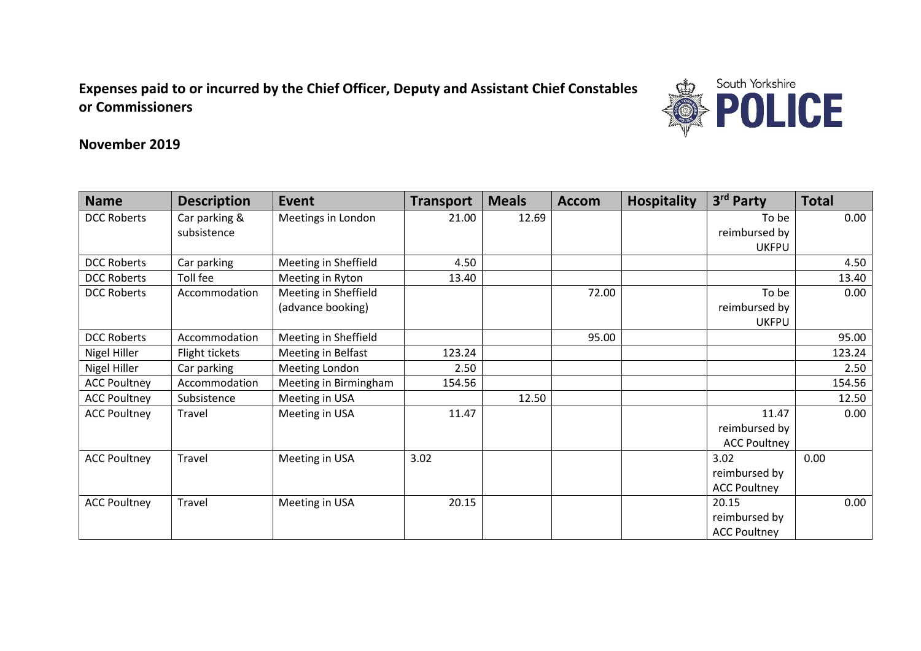# Expenses paid to or incurred by the Chief Officer, Deputy and Assistant Chief Constables or Commissioners

South Yorkshire POLICE

## November 2019

| Name | Description | Event | Transport | Meals | Accom | Hospitality | 3rd Party | Total |
|---|---|---|---|---|---|---|---|---|
| DCC Roberts | Car parking & subsistence | Meetings in London | 21.00 | 12.69 | | | To be reimbursed by UKFPU | 0.00 |
| DCC Roberts | Car parking | Meeting in Sheffield | 4.50 | | | | | 4.50 |
| DCC Roberts | Toll fee | Meeting in Ryton | 13.40 | | | | | 13.40 |
| DCC Roberts | Accommodation | Meeting in Sheffield (advance booking) | | | 72.00 | | To be reimbursed by UKFPU | 0.00 |
| DCC Roberts | Accommodation | Meeting in Sheffield | | | 95.00 | | | 95.00 |
| Nigel Hiller | Flight tickets | Meeting in Belfast | 123.24 | | | | | 123.24 |
| Nigel Hiller | Car parking | Meeting London | 2.50 | | | | | 2.50 |
| ACC Poultney | Accommodation | Meeting in Birmingham | 154.56 | | | | | 154.56 |
| ACC Poultney | Subsistence | Meeting in USA | | 12.50 | | | | 12.50 |
| ACC Poultney | Travel | Meeting in USA | 11.47 | | | | 11.47 reimbursed by ACC Poultney | 0.00 |
| ACC Poultney | Travel | Meeting in USA | 3.02 | | | | 3.02 reimbursed by ACC Poultney | 0.00 |
| ACC Poultney | Travel | Meeting in USA | 20.15 | | | | 20.15 reimbursed by ACC Poultney | 0.00 |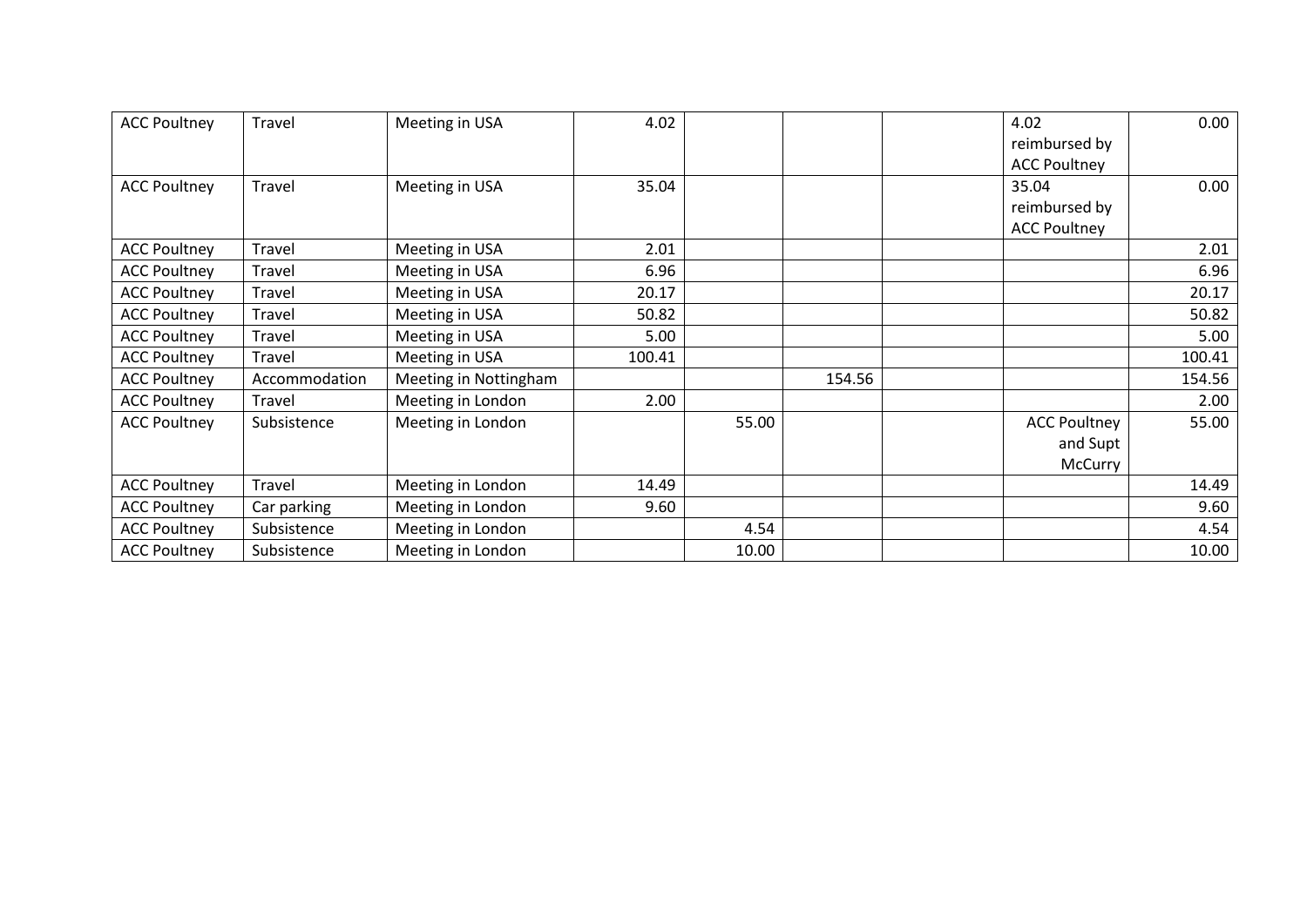| | | | | | | | | |
|---|---|---|---|---|---|---|---|---|
| ACC Poultney | Travel | Meeting in USA | 4.02 | | | | 4.02 reimbursed by ACC Poultney | 0.00 |
| ACC Poultney | Travel | Meeting in USA | 35.04 | | | | 35.04 reimbursed by ACC Poultney | 0.00 |
| ACC Poultney | Travel | Meeting in USA | 2.01 | | | | | 2.01 |
| ACC Poultney | Travel | Meeting in USA | 6.96 | | | | | 6.96 |
| ACC Poultney | Travel | Meeting in USA | 20.17 | | | | | 20.17 |
| ACC Poultney | Travel | Meeting in USA | 50.82 | | | | | 50.82 |
| ACC Poultney | Travel | Meeting in USA | 5.00 | | | | | 5.00 |
| ACC Poultney | Travel | Meeting in USA | 100.41 | | | | | 100.41 |
| ACC Poultney | Accommodation | Meeting in Nottingham | | | 154.56 | | | 154.56 |
| ACC Poultney | Travel | Meeting in London | 2.00 | | | | | 2.00 |
| ACC Poultney | Subsistence | Meeting in London | | 55.00 | | | ACC Poultney and Supt McCurry | 55.00 |
| ACC Poultney | Travel | Meeting in London | 14.49 | | | | | 14.49 |
| ACC Poultney | Car parking | Meeting in London | 9.60 | | | | | 9.60 |
| ACC Poultney | Subsistence | Meeting in London | | 4.54 | | | | 4.54 |
| ACC Poultney | Subsistence | Meeting in London | | 10.00 | | | | 10.00 |